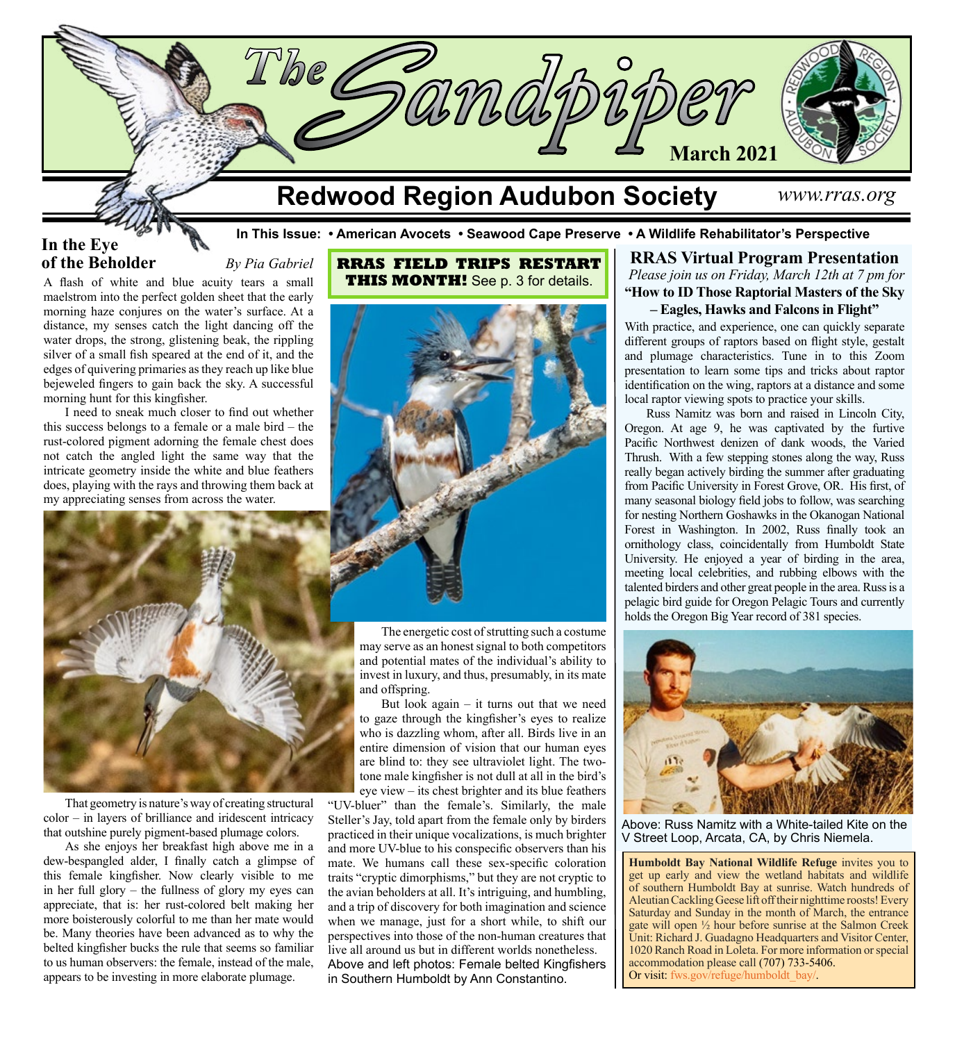# The Sandpiper

March 2021

## Redwood Region Audubon Society

*www.rras.org*

**In This Issue: • American Avocets • Seawood Cape Preserve • A Wildlife Rehabilitator's Perspective**

## In the Eye of the Beholder

*By Pia Gabriel*

A flash of white and blue acuity tears a small maelstrom into the perfect golden sheet that the early morning haze conjures on the water's surface. At a distance, my senses catch the light dancing off the water drops, the strong, glistening beak, the rippling silver of a small fish speared at the end of it, and the edges of quivering primaries as they reach up like blue bejeweled fingers to gain back the sky. A successful morning hunt for this kingfisher.

I need to sneak much closer to find out whether this success belongs to a female or a male bird – the rust-colored pigment adorning the female chest does not catch the angled light the same way that the intricate geometry inside the white and blue feathers does, playing with the rays and throwing them back at my appreciating senses from across the water.

That geometry is nature's way of creating structural color – in layers of brilliance and iridescent intricacy that outshine purely pigment-based plumage colors.

As she enjoys her breakfast high above me in a dew-bespangled alder, I finally catch a glimpse of this female kingfisher. Now clearly visible to me in her full glory – the fullness of glory my eyes can appreciate, that is: her rust-colored belt making her more boisterously colorful to me than her mate would be. Many theories have been advanced as to why the belted kingfisher bucks the rule that seems so familiar to us human observers: the female, instead of the male, appears to be investing in more elaborate plumage.

The energetic cost of strutting such a costume may serve as an honest signal to both competitors and potential mates of the individual's ability to invest in luxury, and thus, presumably, in its mate and offspring.

But look again – it turns out that we need to gaze through the kingfisher's eyes to realize who is dazzling whom, after all. Birds live in an entire dimension of vision that our human eyes are blind to: they see ultraviolet light. The two-tone male kingfisher is not dull at all in the bird's eye view – its chest brighter and its blue feathers "UV-bluer" than the female's. Similarly, the male Steller's Jay, told apart from the female only by birders practiced in their unique vocalizations, is much brighter and more UV-blue to his conspecific observers than his mate. We humans call these sex-specific coloration traits "cryptic dimorphisms," but they are not cryptic to the avian beholders at all. It's intriguing, and humbling, and a trip of discovery for both imagination and science when we manage, just for a short while, to shift our perspectives into those of the non-human creatures that live all around us but in different worlds nonetheless.

Above and left photos: Female belted Kingfishers in Southern Humboldt by Ann Constantino.

**RRAS FIELD TRIPS RESTART THIS MONTH!** See p. 3 for details.

## RRAS Virtual Program Presentation

*Please join us on Friday, March 12th at 7 pm for*

**"How to ID Those Raptorial Masters of the Sky – Eagles, Hawks and Falcons in Flight"**

With practice, and experience, one can quickly separate different groups of raptors based on flight style, gestalt and plumage characteristics. Tune in to this Zoom presentation to learn some tips and tricks about raptor identification on the wing, raptors at a distance and some local raptor viewing spots to practice your skills.

Russ Namitz was born and raised in Lincoln City, Oregon. At age 9, he was captivated by the furtive Pacific Northwest denizen of dank woods, the Varied Thrush. With a few stepping stones along the way, Russ really began actively birding the summer after graduating from Pacific University in Forest Grove, OR. His first, of many seasonal biology field jobs to follow, was searching for nesting Northern Goshawks in the Okanogan National Forest in Washington. In 2002, Russ finally took an ornithology class, coincidentally from Humboldt State University. He enjoyed a year of birding in the area, meeting local celebrities, and rubbing elbows with the talented birders and other great people in the area. Russ is a pelagic bird guide for Oregon Pelagic Tours and currently holds the Oregon Big Year record of 381 species.

Above: Russ Namitz with a White-tailed Kite on the V Street Loop, Arcata, CA, by Chris Niemela.

**Humboldt Bay National Wildlife Refuge** invites you to get up early and view the wetland habitats and wildlife of southern Humboldt Bay at sunrise. Watch hundreds of Aleutian Cackling Geese lift off their nighttime roosts! Every Saturday and Sunday in the month of March, the entrance gate will open ½ hour before sunrise at the Salmon Creek Unit: Richard J. Guadagno Headquarters and Visitor Center, 1020 Ranch Road in Loleta. For more information or special accommodation please call (707) 733-5406. Or visit: fws.gov/refuge/humboldt_bay/.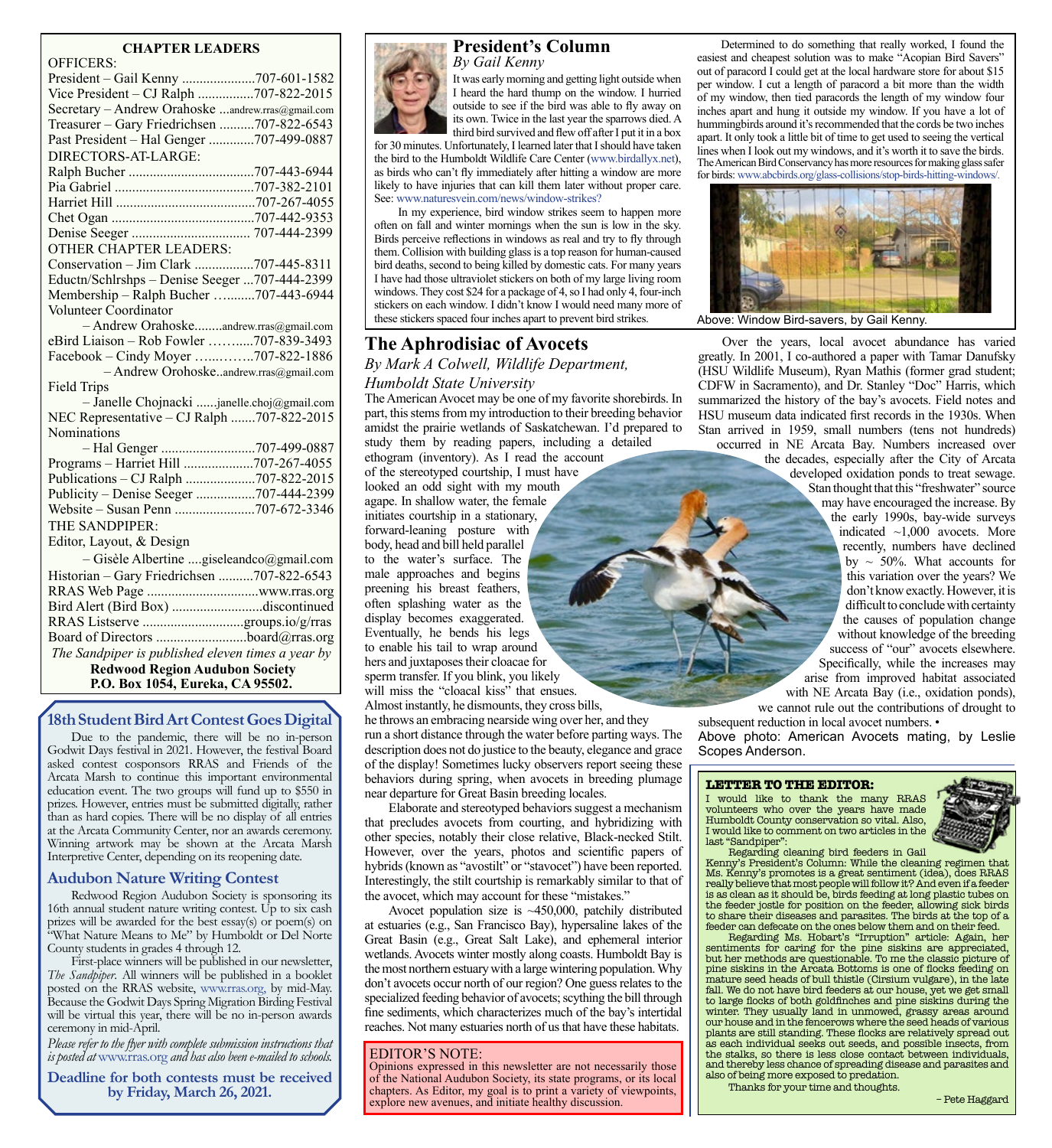## CHAPTER LEADERS

OFFICERS:

President – Gail Kenny .....................707-601-1582
Vice President – CJ Ralph ................707-822-2015
Secretary – Andrew Orahoske ...andrew.rras@gmail.com
Treasurer – Gary Friedrichsen ..........707-822-6543
Past President – Hal Genger .............707-499-0887

DIRECTORS-AT-LARGE:

Ralph Bucher ....................................707-443-6944
Pia Gabriel ........................................707-382-2101
Harriet Hill ........................................707-267-4055
Chet Ogan .........................................707-442-9353
Denise Seeger .................................. 707-444-2399

OTHER CHAPTER LEADERS:

Conservation – Jim Clark .................707-445-8311
Eductn/Schlrshps – Denise Seeger ...707-444-2399
Membership – Ralph Bucher ….........707-443-6944
Volunteer Coordinator
– Andrew Orahoske........andrew.rras@gmail.com
eBird Liaison – Rob Fowler ……......707-839-3493
Facebook – Cindy Moyer …...……..707-822-1886
– Andrew Orohoske..andrew.rras@gmail.com
Field Trips
– Janelle Chojnacki ......janelle.choj@gmail.com
NEC Representative – CJ Ralph .......707-822-2015
Nominations
– Hal Genger ...........................707-499-0887
Programs – Harriet Hill ....................707-267-4055
Publications – CJ Ralph ....................707-822-2015
Publicity – Denise Seeger .................707-444-2399
Website – Susan Penn .......................707-672-3346

THE SANDPIPER:

Editor, Layout, & Design
– Gisèle Albertine ....giseleandco@gmail.com
Historian – Gary Friedrichsen ..........707-822-6543
RRAS Web Page ................................www.rras.org
Bird Alert (Bird Box) ..........................discontinued
RRAS Listserve ............................groups.io/g/rras
Board of Directors ..........................board@rras.org

*The Sandpiper is published eleven times a year by*
**Redwood Region Audubon Society**
**P.O. Box 1054, Eureka, CA 95502.**

## 18th Student Bird Art Contest Goes Digital

Due to the pandemic, there will be no in-person Godwit Days festival in 2021. However, the festival Board asked contest cosponsors RRAS and Friends of the Arcata Marsh to continue this important environmental education event. The two groups will fund up to $550 in prizes. However, entries must be submitted digitally, rather than as hard copies. There will be no display of all entries at the Arcata Community Center, nor an awards ceremony. Winning artwork may be shown at the Arcata Marsh Interpretive Center, depending on its reopening date.

## Audubon Nature Writing Contest

Redwood Region Audubon Society is sponsoring its 16th annual student nature writing contest. Up to six cash prizes will be awarded for the best essay(s) or poem(s) on "What Nature Means to Me" by Humboldt or Del Norte County students in grades 4 through 12.

First-place winners will be published in our newsletter, *The Sandpiper*. All winners will be published in a booklet posted on the RRAS website, www.rras.org, by mid-May. Because the Godwit Days Spring Migration Birding Festival will be virtual this year, there will be no in-person awards ceremony in mid-April.

*Please refer to the flyer with complete submission instructions that is posted at* www.rras.org *and has also been e-mailed to schools.*

**Deadline for both contests must be received by Friday, March 26, 2021.**

## President's Column

*By Gail Kenny*

It was early morning and getting light outside when I heard the hard thump on the window. I hurried outside to see if the bird was able to fly away on its own. Twice in the last year the sparrows died. A third bird survived and flew off after I put it in a box for 30 minutes. Unfortunately, I learned later that I should have taken the bird to the Humboldt Wildlife Care Center (www.birdallyx.net), as birds who can't fly immediately after hitting a window are more likely to have injuries that can kill them later without proper care. See: www.naturesvein.com/news/window-strikes?

In my experience, bird window strikes seem to happen more often on fall and winter mornings when the sun is low in the sky. Birds perceive reflections in windows as real and try to fly through them. Collision with building glass is a top reason for human-caused bird deaths, second to being killed by domestic cats. For many years I have had those ultraviolet stickers on both of my large living room windows. They cost $24 for a package of 4, so I had only 4, four-inch stickers on each window. I didn't know I would need many more of these stickers spaced four inches apart to prevent bird strikes.

Determined to do something that really worked, I found the easiest and cheapest solution was to make "Acopian Bird Savers" out of paracord I could get at the local hardware store for about $15 per window. I cut a length of paracord a bit more than the width of my window, then tied paracords the length of my window four inches apart and hung it outside my window. If you have a lot of hummingbirds around it's recommended that the cords be two inches apart. It only took a little bit of time to get used to seeing the vertical lines when I look out my windows, and it's worth it to save the birds. The American Bird Conservancy has more resources for making glass safer for birds: www.abcbirds.org/glass-collisions/stop-birds-hitting-windows/.

Above: Window Bird-savers, by Gail Kenny.

## The Aphrodisiac of Avocets

*By Mark A Colwell, Wildlife Department, Humboldt State University*

The American Avocet may be one of my favorite shorebirds. In part, this stems from my introduction to their breeding behavior amidst the prairie wetlands of Saskatchewan. I'd prepared to study them by reading papers, including a detailed ethogram (inventory). As I read the account of the stereotyped courtship, I must have looked an odd sight with my mouth agape. In shallow water, the female initiates courtship in a stationary, forward-leaning posture with body, head and bill held parallel to the water's surface. The male approaches and begins preening his breast feathers, often splashing water as the display becomes exaggerated. Eventually, he bends his legs to enable his tail to wrap around hers and juxtaposes their cloacae for sperm transfer. If you blink, you likely will miss the "cloacal kiss" that ensues. Almost instantly, he dismounts, they cross bills, he throws an embracing nearside wing over her, and they run a short distance through the water before parting ways. The description does not do justice to the beauty, elegance and grace of the display! Sometimes lucky observers report seeing these behaviors during spring, when avocets in breeding plumage near departure for Great Basin breeding locales.

Elaborate and stereotyped behaviors suggest a mechanism that precludes avocets from courting, and hybridizing with other species, notably their close relative, Black-necked Stilt. However, over the years, photos and scientific papers of hybrids (known as "avostilt" or "stavocet") have been reported. Interestingly, the stilt courtship is remarkably similar to that of the avocet, which may account for these "mistakes."

Avocet population size is ~450,000, patchily distributed at estuaries (e.g., San Francisco Bay), hypersaline lakes of the Great Basin (e.g., Great Salt Lake), and ephemeral interior wetlands. Avocets winter mostly along coasts. Humboldt Bay is the most northern estuary with a large wintering population. Why don't avocets occur north of our region? One guess relates to the specialized feeding behavior of avocets; scything the bill through fine sediments, which characterizes much of the bay's intertidal reaches. Not many estuaries north of us that have these habitats.

Over the years, local avocet abundance has varied greatly. In 2001, I co-authored a paper with Tamar Danufsky (HSU Wildlife Museum), Ryan Mathis (former grad student; CDFW in Sacramento), and Dr. Stanley "Doc" Harris, which summarized the history of the bay's avocets. Field notes and HSU museum data indicated first records in the 1930s. When Stan arrived in 1959, small numbers (tens not hundreds) occurred in NE Arcata Bay. Numbers increased over the decades, especially after the City of Arcata developed oxidation ponds to treat sewage. Stan thought that this "freshwater" source may have encouraged the increase. By the early 1990s, bay-wide surveys indicated ~1,000 avocets. More recently, numbers have declined by ~ 50%. What accounts for this variation over the years? We don't know exactly. However, it is difficult to conclude with certainty the causes of population change without knowledge of the breeding success of "our" avocets elsewhere. Specifically, while the increases may arise from improved habitat associated with NE Arcata Bay (i.e., oxidation ponds), we cannot rule out the contributions of drought to subsequent reduction in local avocet numbers. •

Above photo: American Avocets mating, by Leslie Scopes Anderson.

EDITOR'S NOTE:
Opinions expressed in this newsletter are not necessarily those of the National Audubon Society, its state programs, or its local chapters. As Editor, my goal is to print a variety of viewpoints, explore new avenues, and initiate healthy discussion.

## LETTER TO THE EDITOR:

I would like to thank the many RRAS volunteers who over the years have made Humboldt County conservation so vital. Also, I would like to comment on two articles in the last "Sandpiper":

Regarding cleaning bird feeders in Gail Kenny's President's Column: While the cleaning regimen that Ms. Kenny's promotes is a great sentiment (idea), does RRAS really believe that most people will follow it? And even if a feeder is as clean as it should be, birds feeding at long plastic tubes on the feeder jostle for position on the feeder, allowing sick birds to share their diseases and parasites. The birds at the top of a feeder can defecate on the ones below them and on their feed.

Regarding Ms. Hobart's "Irruption" article: Again, her sentiments for caring for the pine siskins are appreciated, but her methods are questionable. To me the classic picture of pine siskins in the Arcata Bottoms is one of flocks feeding on mature seed heads of bull thistle (Cirsium vulgare), in the late fall. We do not have bird feeders at our house, yet we get small to large flocks of both goldfinches and pine siskins during the winter. They usually land in unmowed, grassy areas around our house and in the fencerows where the seed heads of various plants are still standing. These flocks are relatively spread out as each individual seeks out seeds, and possible insects, from the stalks, so there is less close contact between individuals, and thereby less chance of spreading disease and parasites and also of being more exposed to predation.

Thanks for your time and thoughts.

– Pete Haggard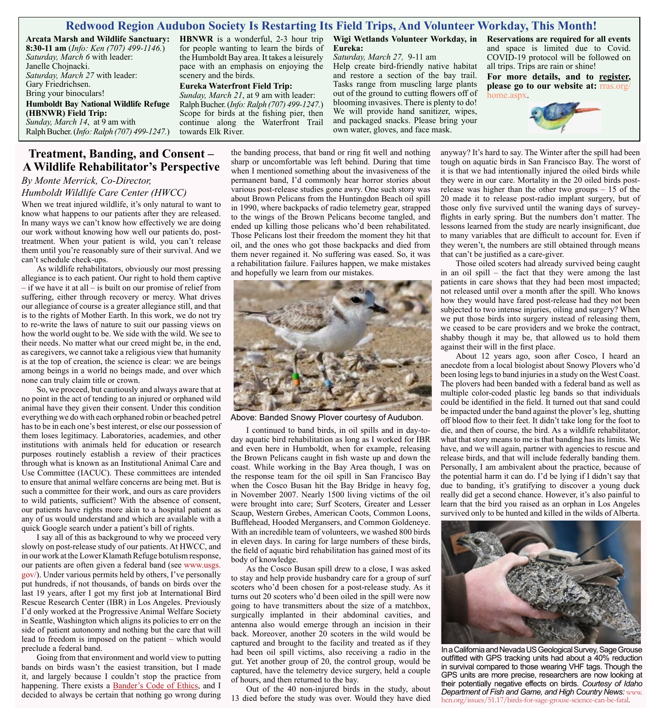## Redwood Region Audubon Society Is Restarting Its Field Trips, And Volunteer Workday, This Month!

**Arcata Marsh and Wildlife Sanctuary: 8:30-11 am** (*Info: Ken (707) 499-1146.*)
*Saturday, March 6* with leader: Janelle Chojnacki.
*Saturday, March 27* with leader: Gary Friedrichsen.
Bring your binoculars!

**Humboldt Bay National Wildlife Refuge (HBNWR) Field Trip:**
*Sunday, March 14*, at 9 am with Ralph Bucher. (*Info: Ralph (707) 499-1247.*)
**HBNWR** is a wonderful, 2-3 hour trip for people wanting to learn the birds of the Humboldt Bay area. It takes a leisurely pace with an emphasis on enjoying the scenery and the birds.

**Eureka Waterfront Field Trip:**
*Sunday, March 21*, at 9 am with leader: Ralph Bucher. (*Info: Ralph (707) 499-1247.*) Scope for birds at the fishing pier, then continue along the Waterfront Trail towards Elk River.

**Wigi Wetlands Volunteer Workday, in Eureka:**
*Saturday, March 27,* 9-11 am
Help create bird-friendly native habitat and restore a section of the bay trail. Tasks range from muscling large plants out of the ground to cutting flowers off of blooming invasives. There is plenty to do! We will provide hand sanitizer, wipes, and packaged snacks. Please bring your own water, gloves, and face mask.

**Reservations are required for all events** and space is limited due to Covid. COVID-19 protocol will be followed on all trips. Trips are rain or shine!
**For more details, and to register, please go to our website at:** rras.org/home.aspx.

## Treatment, Banding, and Consent – A Wildlife Rehabilitator's Perspective

*By Monte Merrick, Co-Director, Humboldt Wildlife Care Center (HWCC)*

When we treat injured wildlife, it's only natural to want to know what happens to our patients after they are released. In many ways we can't know how effectively we are doing our work without knowing how well our patients do, post-treatment. When your patient is wild, you can't release them until you're reasonably sure of their survival. And we can't schedule check-ups.

As wildlife rehabilitators, obviously our most pressing allegiance is to each patient. Our right to hold them captive – if we have it at all – is built on our promise of relief from suffering, either through recovery or mercy. What drives our allegiance of course is a greater allegiance still, and that is to the rights of Mother Earth. In this work, we do not try to re-write the laws of nature to suit our passing views on how the world ought to be. We side with the wild. We see to their needs. No matter what our creed might be, in the end, as caregivers, we cannot take a religious view that humanity is at the top of creation, the science is clear: we are beings among beings in a world no beings made, and over which none can truly claim title or crown.

So, we proceed, but cautiously and always aware that at no point in the act of tending to an injured or orphaned wild animal have they given their consent. Under this condition everything we do with each orphaned robin or beached petrel has to be in each one's best interest, or else our possession of them loses legitimacy. Laboratories, academies, and other institutions with animals held for education or research purposes routinely establish a review of their practices through what is known as an Institutional Animal Care and Use Committee (IACUC). These committees are intended to ensure that animal welfare concerns are being met. But is such a committee for their work, and ours as care providers to wild patients, sufficient? With the absence of consent, our patients have rights more akin to a hospital patient as any of us would understand and which are available with a quick Google search under a patient's bill of rights.

I say all of this as background to why we proceed very slowly on post-release study of our patients. At HWCC, and in our work at the Lower Klamath Refuge botulism response, our patients are often given a federal band (see www.usgs.gov/). Under various permits held by others, I've personally put hundreds, if not thousands, of bands on birds over the last 19 years, after I got my first job at International Bird Rescue Research Center (IBR) in Los Angeles. Previously I'd only worked at the Progressive Animal Welfare Society in Seattle, Washington which aligns its policies to err on the side of patient autonomy and nothing but the care that will lead to freedom is imposed on the patient – which would preclude a federal band.

Going from that environment and world view to putting bands on birds wasn't the easiest transition, but I made it, and largely because I couldn't stop the practice from happening. There exists a Bander's Code of Ethics, and I decided to always be certain that nothing go wrong during the banding process, that band or ring fit well and nothing sharp or uncomfortable was left behind. During that time when I mentioned something about the invasiveness of the permanent band, I'd commonly hear horror stories about various post-release studies gone awry. One such story was about Brown Pelicans from the Huntingdon Beach oil spill in 1990, where backpacks of radio telemetry gear, strapped to the wings of the Brown Pelicans become tangled, and ended up killing those pelicans who'd been rehabilitated. Those Pelicans lost their freedom the moment they hit that oil, and the ones who got those backpacks and died from them never regained it. No suffering was eased. So, it was a rehabilitation failure. Failures happen, we make mistakes and hopefully we learn from our mistakes.

Above: Banded Snowy Plover courtesy of Audubon.

I continued to band birds, in oil spills and in day-to-day aquatic bird rehabilitation as long as I worked for IBR and even here in Humboldt, when for example, releasing the Brown Pelicans caught in fish waste up and down the coast. While working in the Bay Area though, I was on the response team for the oil spill in San Francisco Bay when the Cosco Busan hit the Bay Bridge in heavy fog, in November 2007. Nearly 1500 living victims of the oil were brought into care; Surf Scoters, Greater and Lesser Scaup, Western Grebes, American Coots, Common Loons, Bufflehead, Hooded Mergansers, and Common Goldeneye. With an incredible team of volunteers, we washed 800 birds in eleven days. In caring for large numbers of these birds, the field of aquatic bird rehabilitation has gained most of its body of knowledge.

As the Cosco Busan spill drew to a close, I was asked to stay and help provide husbandry care for a group of surf scoters who'd been chosen for a post-release study. As it turns out 20 scoters who'd been oiled in the spill were now going to have transmitters about the size of a matchbox, surgically implanted in their abdominal cavities, and antenna also would emerge through an incision in their back. Moreover, another 20 scoters in the wild would be captured and brought to the facility and treated as if they had been oil spill victims, also receiving a radio in the gut. Yet another group of 20, the control group, would be captured, have the telemetry device surgery, held a couple of hours, and then returned to the bay.

Out of the 40 non-injured birds in the study, about 13 died before the study was over. Would they have died anyway? It's hard to say. The Winter after the spill had been tough on aquatic birds in San Francisco Bay. The worst of it is that we had intentionally injured the oiled birds while they were in our care. Mortality in the 20 oiled birds post-release was higher than the other two groups – 15 of the 20 made it to release post-radio implant surgery, but of those only five survived until the waning days of survey-flights in early spring. But the numbers don't matter. The lessons learned from the study are nearly insignificant, due to many variables that are difficult to account for. Even if they weren't, the numbers are still obtained through means that can't be justified as a care-giver.

Those oiled scoters had already survived being caught in an oil spill – the fact that they were among the last patients in care shows that they had been most impacted; not released until over a month after the spill. Who knows how they would have fared post-release had they not been subjected to two intense injuries, oiling and surgery? When we put those birds into surgery instead of releasing them, we ceased to be care providers and we broke the contract, shabby though it may be, that allowed us to hold them against their will in the first place.

About 12 years ago, soon after Cosco, I heard an anecdote from a local biologist about Snowy Plovers who'd been losing legs to band injuries in a study on the West Coast. The plovers had been banded with a federal band as well as multiple color-coded plastic leg bands so that individuals could be identified in the field. It turned out that sand could be impacted under the band against the plover's leg, shutting off blood flow to their feet. It didn't take long for the foot to die, and then of course, the bird. As a wildlife rehabilitator, what that story means to me is that banding has its limits. We have, and we will again, partner with agencies to rescue and release birds, and that will include federally banding them. Personally, I am ambivalent about the practice, because of the potential harm it can do. I'd be lying if I didn't say that due to banding, it's gratifying to discover a young duck really did get a second chance. However, it's also painful to learn that the bird you raised as an orphan in Los Angeles survived only to be hunted and killed in the wilds of Alberta.

In a California and Nevada US Geological Survey, Sage Grouse outfitted with GPS tracking units had about a 40% reduction in survival compared to those wearing VHF tags. Though the GPS units are more precise, researchers are now looking at their potentially negative effects on birds. *Courtesy of Idaho Department of Fish and Game, and High Country News:* www.hcn.org/issues/51.17/birds-for-sage-grouse-science-can-be-fatal.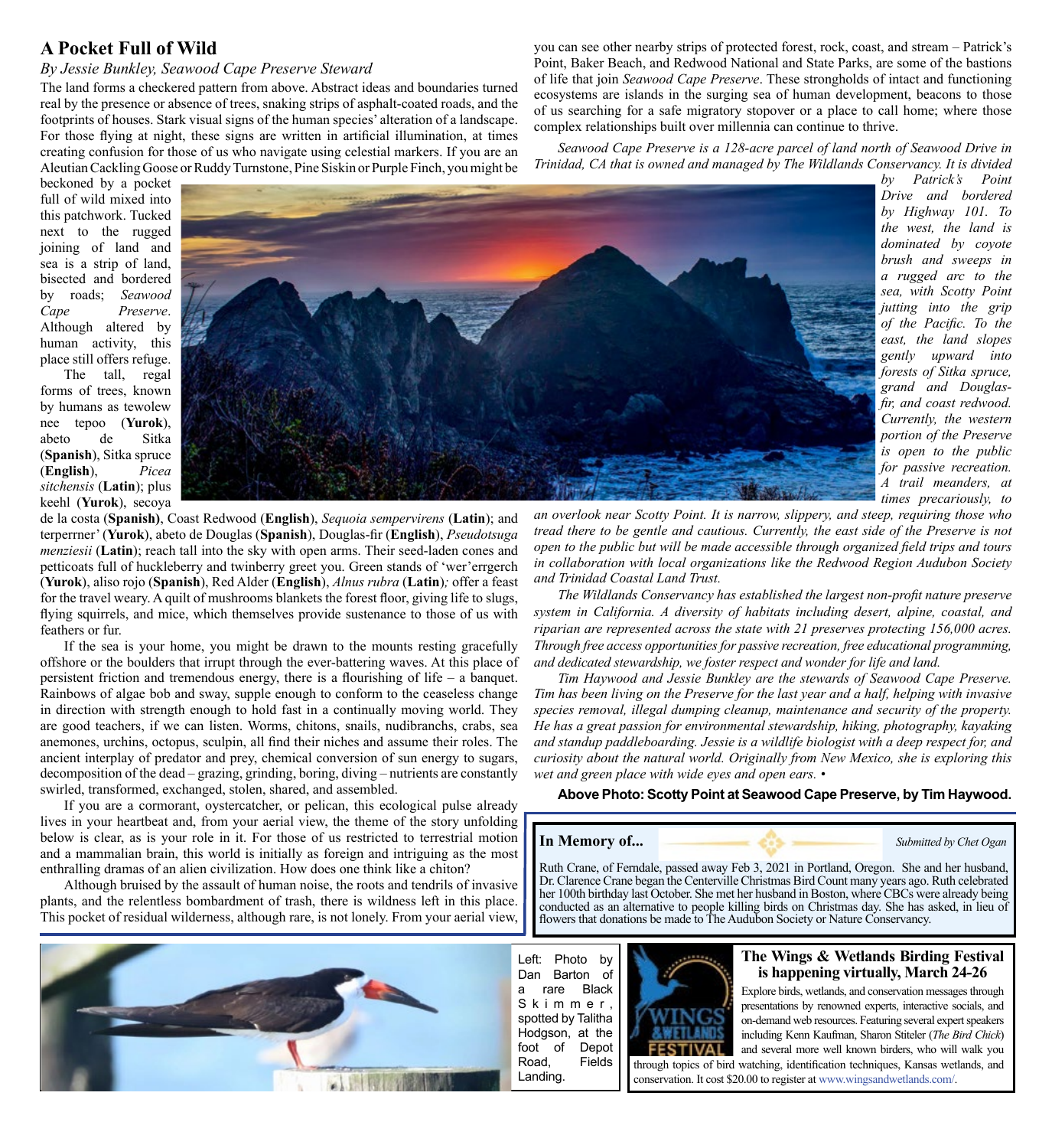## A Pocket Full of Wild

*By Jessie Bunkley, Seawood Cape Preserve Steward*

The land forms a checkered pattern from above. Abstract ideas and boundaries turned real by the presence or absence of trees, snaking strips of asphalt-coated roads, and the footprints of houses. Stark visual signs of the human species' alteration of a landscape. For those flying at night, these signs are written in artificial illumination, at times creating confusion for those of us who navigate using celestial markers. If you are an Aleutian Cackling Goose or Ruddy Turnstone, Pine Siskin or Purple Finch, you might be beckoned by a pocket full of wild mixed into this patchwork. Tucked next to the rugged joining of land and sea is a strip of land, bisected and bordered by roads; *Seawood Cape Preserve*. Although altered by human activity, this place still offers refuge.

The tall, regal forms of trees, known by humans as tewolew nee tepoo (**Yurok**), abeto de Sitka (**Spanish**), Sitka spruce (**English**), *Picea sitchensis* (**Latin**); plus keehl (**Yurok**), secoya de la costa (**Spanish)**, Coast Redwood (**English**), *Sequoia sempervirens* (**Latin**); and terperrner' (**Yurok**), abeto de Douglas (**Spanish**), Douglas-fir (**English**), *Pseudotsuga menziesii* (**Latin**); reach tall into the sky with open arms. Their seed-laden cones and petticoats full of huckleberry and twinberry greet you. Green stands of 'wer'errgerch (**Yurok**), aliso rojo (**Spanish**), Red Alder (**English**), *Alnus rubra* (**Latin**)*;* offer a feast for the travel weary. A quilt of mushrooms blankets the forest floor, giving life to slugs, flying squirrels, and mice, which themselves provide sustenance to those of us with feathers or fur.

If the sea is your home, you might be drawn to the mounts resting gracefully offshore or the boulders that irrupt through the ever-battering waves. At this place of persistent friction and tremendous energy, there is a flourishing of life – a banquet. Rainbows of algae bob and sway, supple enough to conform to the ceaseless change in direction with strength enough to hold fast in a continually moving world. They are good teachers, if we can listen. Worms, chitons, snails, nudibranchs, crabs, sea anemones, urchins, octopus, sculpin, all find their niches and assume their roles. The ancient interplay of predator and prey, chemical conversion of sun energy to sugars, decomposition of the dead – grazing, grinding, boring, diving – nutrients are constantly swirled, transformed, exchanged, stolen, shared, and assembled.

If you are a cormorant, oystercatcher, or pelican, this ecological pulse already lives in your heartbeat and, from your aerial view, the theme of the story unfolding below is clear, as is your role in it. For those of us restricted to terrestrial motion and a mammalian brain, this world is initially as foreign and intriguing as the most enthralling dramas of an alien civilization. How does one think like a chiton?

Although bruised by the assault of human noise, the roots and tendrils of invasive plants, and the relentless bombardment of trash, there is wildness left in this place. This pocket of residual wilderness, although rare, is not lonely. From your aerial view, you can see other nearby strips of protected forest, rock, coast, and stream – Patrick's Point, Baker Beach, and Redwood National and State Parks, are some of the bastions of life that join *Seawood Cape Preserve*. These strongholds of intact and functioning ecosystems are islands in the surging sea of human development, beacons to those of us searching for a safe migratory stopover or a place to call home; where those complex relationships built over millennia can continue to thrive.

*Seawood Cape Preserve is a 128-acre parcel of land north of Seawood Drive in Trinidad, CA that is owned and managed by The Wildlands Conservancy. It is divided by Patrick's Point Drive and bordered by Highway 101. To the west, the land is dominated by coyote brush and sweeps in a rugged arc to the sea, with Scotty Point jutting into the grip of the Pacific. To the east, the land slopes gently upward into forests of Sitka spruce, grand and Douglas-fir, and coast redwood. Currently, the western portion of the Preserve is open to the public for passive recreation. A trail meanders, at times precariously, to an overlook near Scotty Point. It is narrow, slippery, and steep, requiring those who tread there to be gentle and cautious. Currently, the east side of the Preserve is not open to the public but will be made accessible through organized field trips and tours in collaboration with local organizations like the Redwood Region Audubon Society and Trinidad Coastal Land Trust.*

*The Wildlands Conservancy has established the largest non-profit nature preserve system in California. A diversity of habitats including desert, alpine, coastal, and riparian are represented across the state with 21 preserves protecting 156,000 acres. Through free access opportunities for passive recreation, free educational programming, and dedicated stewardship, we foster respect and wonder for life and land.*

*Tim Haywood and Jessie Bunkley are the stewards of Seawood Cape Preserve. Tim has been living on the Preserve for the last year and a half, helping with invasive species removal, illegal dumping cleanup, maintenance and security of the property. He has a great passion for environmental stewardship, hiking, photography, kayaking and standup paddleboarding. Jessie is a wildlife biologist with a deep respect for, and curiosity about the natural world. Originally from New Mexico, she is exploring this wet and green place with wide eyes and open ears.* •

**Above Photo: Scotty Point at Seawood Cape Preserve, by Tim Haywood.**

### In Memory of...

*Submitted by Chet Ogan*

Ruth Crane, of Ferndale, passed away Feb 3, 2021 in Portland, Oregon. She and her husband, Dr. Clarence Crane began the Centerville Christmas Bird Count many years ago. Ruth celebrated her 100th birthday last October. She met her husband in Boston, where CBCs were already being conducted as an alternative to people killing birds on Christmas day. She has asked, in lieu of flowers that donations be made to The Audubon Society or Nature Conservancy.

Left: Photo by Dan Barton of a rare Black Skimmer, spotted by Talitha Hodgson, at the foot of Depot Road, Fields Landing.

### The Wings & Wetlands Birding Festival is happening virtually, March 24-26

Explore birds, wetlands, and conservation messages through presentations by renowned experts, interactive socials, and on-demand web resources. Featuring several expert speakers including Kenn Kaufman, Sharon Stiteler (*The Bird Chick*) and several more well known birders, who will walk you through topics of bird watching, identification techniques, Kansas wetlands, and conservation. It cost $20.00 to register at www.wingsandwetlands.com/.